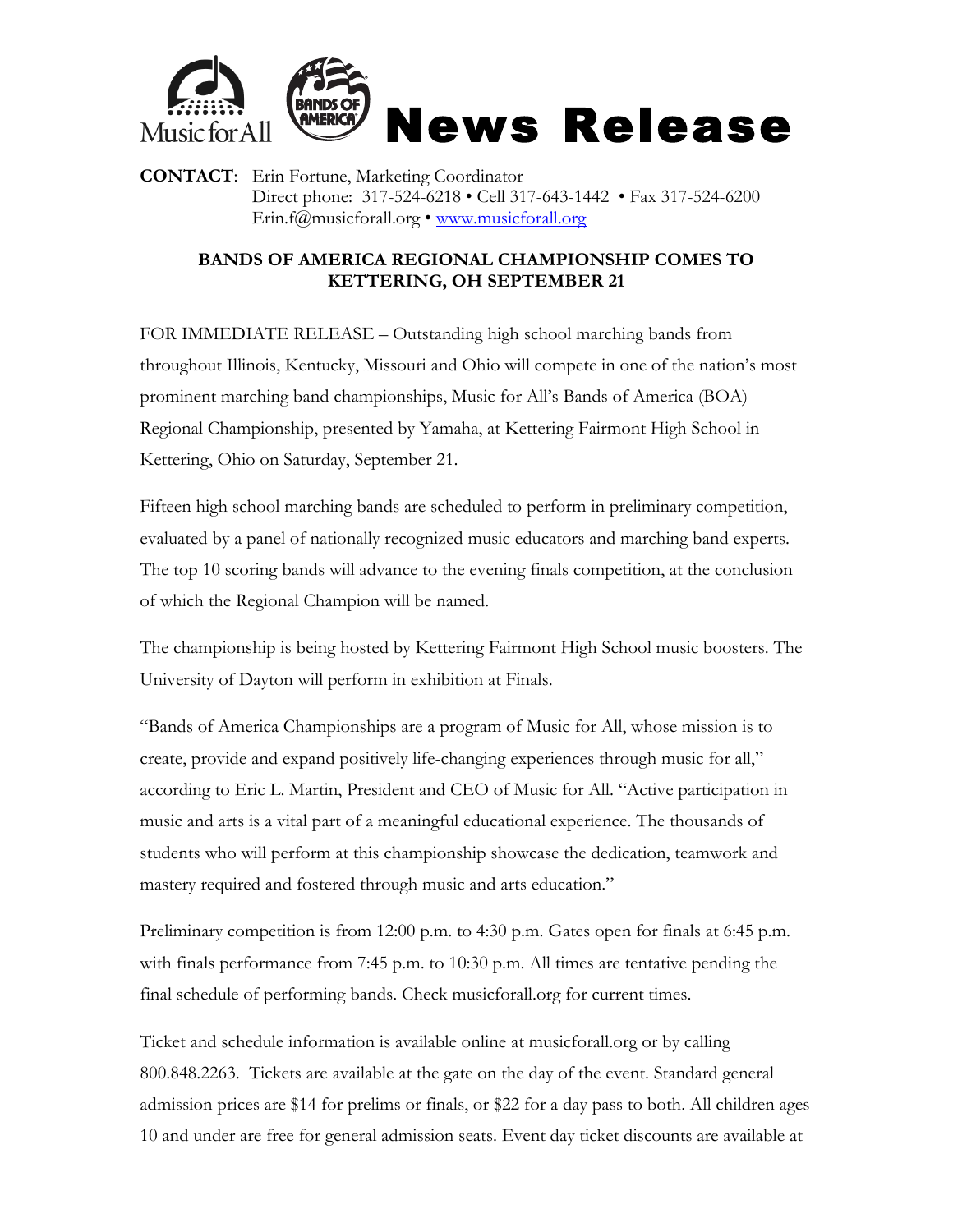# News Release

**CONTACT**: Erin Fortune, Marketing Coordinator
Direct phone: 317-524-6218 • Cell 317-643-1442 • Fax 317-524-6200
Erin.f@musicforall.org • [www.musicforall.org](http://www.musicforall.org)

## BANDS OF AMERICA REGIONAL CHAMPIONSHIP COMES TO KETTERING, OH SEPTEMBER 21

FOR IMMEDIATE RELEASE – Outstanding high school marching bands from throughout Illinois, Kentucky, Missouri and Ohio will compete in one of the nation's most prominent marching band championships, Music for All's Bands of America (BOA) Regional Championship, presented by Yamaha, at Kettering Fairmont High School in Kettering, Ohio on Saturday, September 21.

Fifteen high school marching bands are scheduled to perform in preliminary competition, evaluated by a panel of nationally recognized music educators and marching band experts. The top 10 scoring bands will advance to the evening finals competition, at the conclusion of which the Regional Champion will be named.

The championship is being hosted by Kettering Fairmont High School music boosters. The University of Dayton will perform in exhibition at Finals.

"Bands of America Championships are a program of Music for All, whose mission is to create, provide and expand positively life-changing experiences through music for all," according to Eric L. Martin, President and CEO of Music for All. "Active participation in music and arts is a vital part of a meaningful educational experience. The thousands of students who will perform at this championship showcase the dedication, teamwork and mastery required and fostered through music and arts education."

Preliminary competition is from 12:00 p.m. to 4:30 p.m. Gates open for finals at 6:45 p.m. with finals performance from 7:45 p.m. to 10:30 p.m. All times are tentative pending the final schedule of performing bands. Check musicforall.org for current times.

Ticket and schedule information is available online at musicforall.org or by calling 800.848.2263. Tickets are available at the gate on the day of the event. Standard general admission prices are $14 for prelims or finals, or $22 for a day pass to both. All children ages 10 and under are free for general admission seats. Event day ticket discounts are available at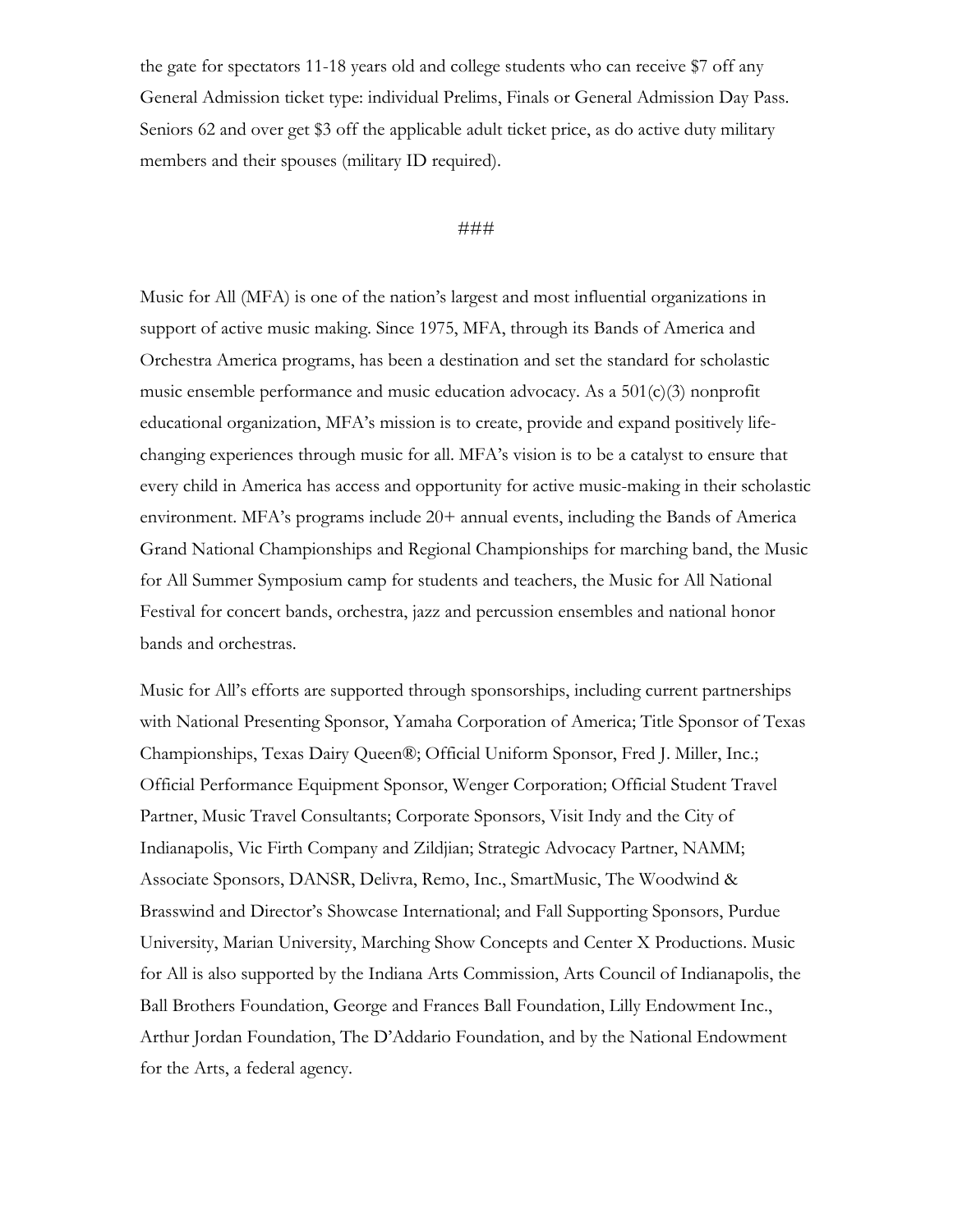the gate for spectators 11-18 years old and college students who can receive $7 off any General Admission ticket type: individual Prelims, Finals or General Admission Day Pass. Seniors 62 and over get $3 off the applicable adult ticket price, as do active duty military members and their spouses (military ID required).

###

Music for All (MFA) is one of the nation's largest and most influential organizations in support of active music making. Since 1975, MFA, through its Bands of America and Orchestra America programs, has been a destination and set the standard for scholastic music ensemble performance and music education advocacy. As a 501(c)(3) nonprofit educational organization, MFA's mission is to create, provide and expand positively life-changing experiences through music for all. MFA's vision is to be a catalyst to ensure that every child in America has access and opportunity for active music-making in their scholastic environment. MFA's programs include 20+ annual events, including the Bands of America Grand National Championships and Regional Championships for marching band, the Music for All Summer Symposium camp for students and teachers, the Music for All National Festival for concert bands, orchestra, jazz and percussion ensembles and national honor bands and orchestras.

Music for All's efforts are supported through sponsorships, including current partnerships with National Presenting Sponsor, Yamaha Corporation of America; Title Sponsor of Texas Championships, Texas Dairy Queen®; Official Uniform Sponsor, Fred J. Miller, Inc.; Official Performance Equipment Sponsor, Wenger Corporation; Official Student Travel Partner, Music Travel Consultants; Corporate Sponsors, Visit Indy and the City of Indianapolis, Vic Firth Company and Zildjian; Strategic Advocacy Partner, NAMM; Associate Sponsors, DANSR, Delivra, Remo, Inc., SmartMusic, The Woodwind & Brasswind and Director's Showcase International; and Fall Supporting Sponsors, Purdue University, Marian University, Marching Show Concepts and Center X Productions. Music for All is also supported by the Indiana Arts Commission, Arts Council of Indianapolis, the Ball Brothers Foundation, George and Frances Ball Foundation, Lilly Endowment Inc., Arthur Jordan Foundation, The D'Addario Foundation, and by the National Endowment for the Arts, a federal agency.